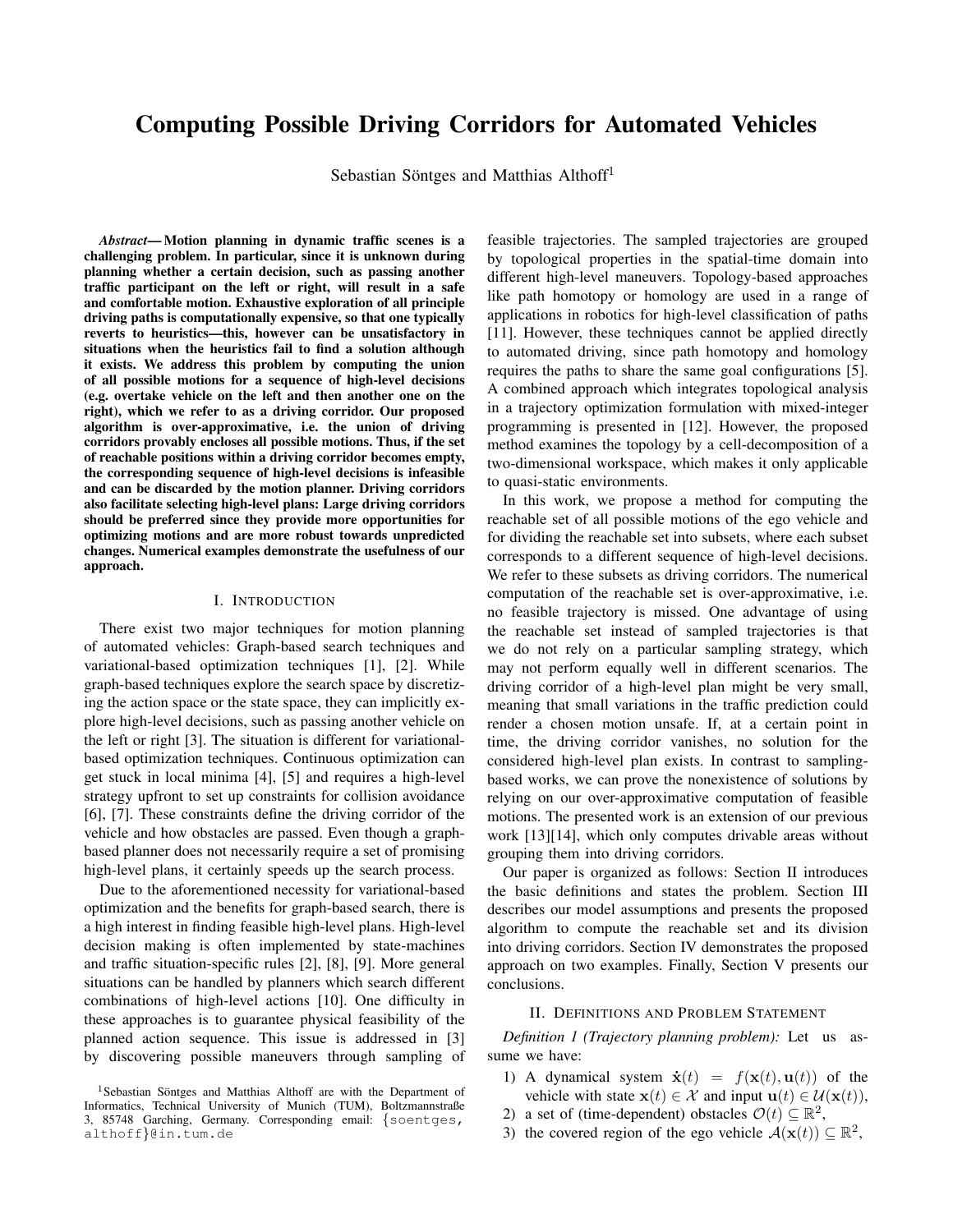# Computing Possible Driving Corridors for Automated Vehicles

Sebastian Söntges and Matthias Althoff[1]

***Abstract*— Motion planning in dynamic traffic scenes is a challenging problem. In particular, since it is unknown during planning whether a certain decision, such as passing another traffic participant on the left or right, will result in a safe and comfortable motion. Exhaustive exploration of all principle driving paths is computationally expensive, so that one typically reverts to heuristics—this, however can be unsatisfactory in situations when the heuristics fail to find a solution although it exists. We address this problem by computing the union of all possible motions for a sequence of high-level decisions (e.g. overtake vehicle on the left and then another one on the right), which we refer to as a driving corridor. Our proposed algorithm is over-approximative, i.e. the union of driving corridors provably encloses all possible motions. Thus, if the set of reachable positions within a driving corridor becomes empty, the corresponding sequence of high-level decisions is infeasible and can be discarded by the motion planner. Driving corridors also facilitate selecting high-level plans: Large driving corridors should be preferred since they provide more opportunities for optimizing motions and are more robust towards unpredicted changes. Numerical examples demonstrate the usefulness of our approach.**

## I. Introduction

There exist two major techniques for motion planning of automated vehicles: Graph-based search techniques and variational-based optimization techniques [1], [2]. While graph-based techniques explore the search space by discretizing the action space or the state space, they can implicitly explore high-level decisions, such as passing another vehicle on the left or right [3]. The situation is different for variational-based optimization techniques. Continuous optimization can get stuck in local minima [4], [5] and requires a high-level strategy upfront to set up constraints for collision avoidance [6], [7]. These constraints define the driving corridor of the vehicle and how obstacles are passed. Even though a graph-based planner does not necessarily require a set of promising high-level plans, it certainly speeds up the search process.

Due to the aforementioned necessity for variational-based optimization and the benefits for graph-based search, there is a high interest in finding feasible high-level plans. High-level decision making is often implemented by state-machines and traffic situation-specific rules [2], [8], [9]. More general situations can be handled by planners which search different combinations of high-level actions [10]. One difficulty in these approaches is to guarantee physical feasibility of the planned action sequence. This issue is addressed in [3] by discovering possible maneuvers through sampling of feasible trajectories. The sampled trajectories are grouped by topological properties in the spatial-time domain into different high-level maneuvers. Topology-based approaches like path homotopy or homology are used in a range of applications in robotics for high-level classification of paths [11]. However, these techniques cannot be applied directly to automated driving, since path homotopy and homology requires the paths to share the same goal configurations [5]. A combined approach which integrates topological analysis in a trajectory optimization formulation with mixed-integer programming is presented in [12]. However, the proposed method examines the topology by a cell-decomposition of a two-dimensional workspace, which makes it only applicable to quasi-static environments.

In this work, we propose a method for computing the reachable set of all possible motions of the ego vehicle and for dividing the reachable set into subsets, where each subset corresponds to a different sequence of high-level decisions. We refer to these subsets as driving corridors. The numerical computation of the reachable set is over-approximative, i.e. no feasible trajectory is missed. One advantage of using the reachable set instead of sampled trajectories is that we do not rely on a particular sampling strategy, which may not perform equally well in different scenarios. The driving corridor of a high-level plan might be very small, meaning that small variations in the traffic prediction could render a chosen motion unsafe. If, at a certain point in time, the driving corridor vanishes, no solution for the considered high-level plan exists. In contrast to sampling-based works, we can prove the nonexistence of solutions by relying on our over-approximative computation of feasible motions. The presented work is an extension of our previous work [13][14], which only computes drivable areas without grouping them into driving corridors.

Our paper is organized as follows: Section II introduces the basic definitions and states the problem. Section III describes our model assumptions and presents the proposed algorithm to compute the reachable set and its division into driving corridors. Section IV demonstrates the proposed approach on two examples. Finally, Section V presents our conclusions.

## II. Definitions and Problem Statement

*Definition 1 (Trajectory planning problem):* Let us assume we have:

1) A dynamical system $\dot{\mathbf{x}}(t) = f(\mathbf{x}(t), \mathbf{u}(t))$ of the vehicle with state $\mathbf{x}(t) \in \mathcal{X}$ and input $\mathbf{u}(t) \in \mathcal{U}(\mathbf{x}(t))$,
2) a set of (time-dependent) obstacles $\mathcal{O}(t) \subseteq \mathbb{R}^2$,
3) the covered region of the ego vehicle $\mathcal{A}(\mathbf{x}(t)) \subseteq \mathbb{R}^2$,

[1] Sebastian Söntges and Matthias Althoff are with the Department of Informatics, Technical University of Munich (TUM), Boltzmannstraße 3, 85748 Garching, Germany. Corresponding email: {soentges, althoff}@in.tum.de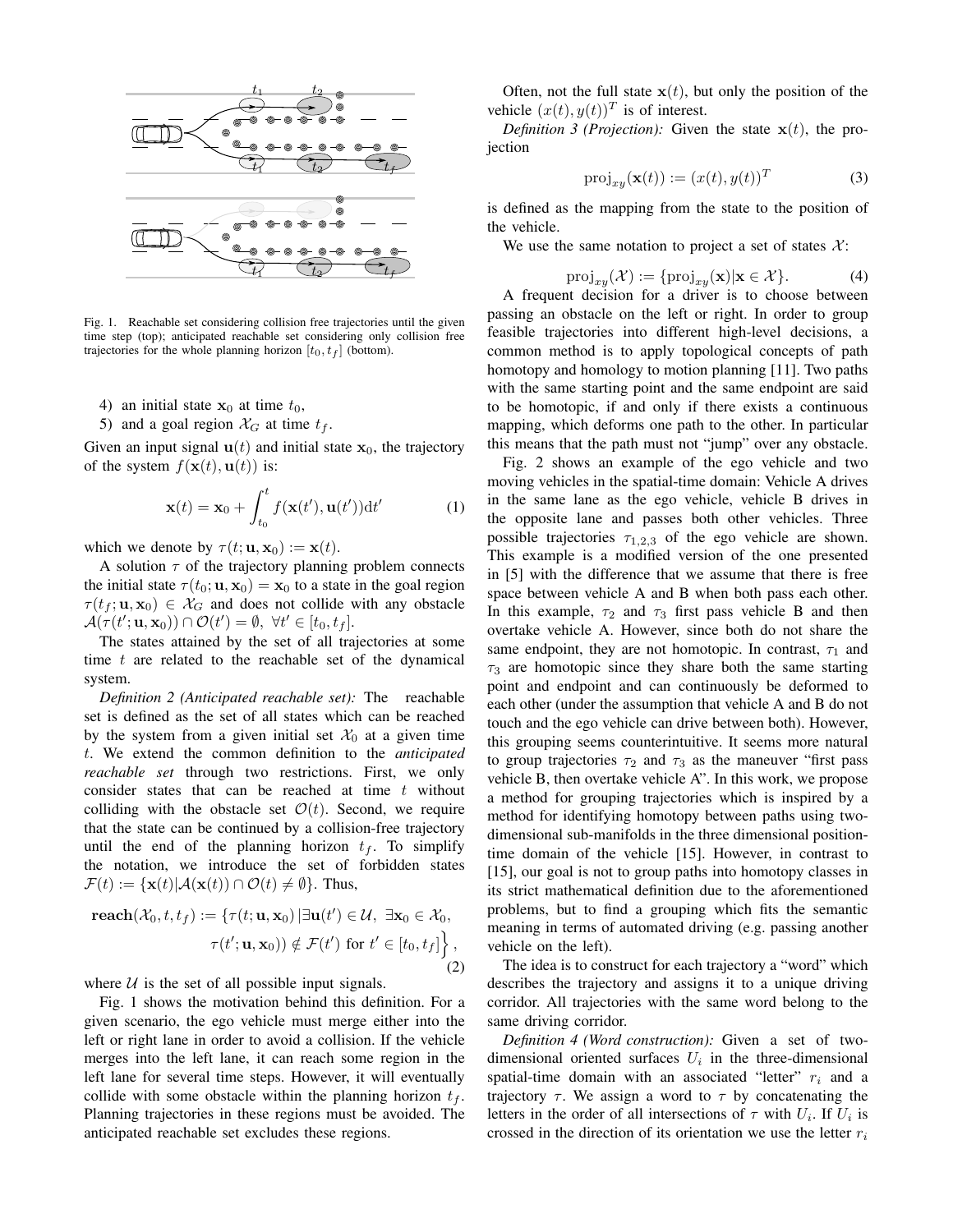Fig. 1. Reachable set considering collision free trajectories until the given time step (top); anticipated reachable set considering only collision free trajectories for the whole planning horizon $[t_0, t_f]$ (bottom).

4) an initial state $\mathbf{x}_0$ at time $t_0$,
5) and a goal region $\mathcal{X}_G$ at time $t_f$.

Given an input signal $\mathbf{u}(t)$ and initial state $\mathbf{x}_0$, the trajectory of the system $f(\mathbf{x}(t), \mathbf{u}(t))$ is:

$$\mathbf{x}(t) = \mathbf{x}_0 + \int_{t_0}^{t} f(\mathbf{x}(t'), \mathbf{u}(t'))\mathrm{d}t' \tag{1}$$

which we denote by $\tau(t; \mathbf{u}, \mathbf{x}_0) := \mathbf{x}(t)$.

A solution $\tau$ of the trajectory planning problem connects the initial state $\tau(t_0; \mathbf{u}, \mathbf{x}_0) = \mathbf{x}_0$ to a state in the goal region $\tau(t_f; \mathbf{u}, \mathbf{x}_0) \in \mathcal{X}_G$ and does not collide with any obstacle $\mathcal{A}(\tau(t'; \mathbf{u}, \mathbf{x}_0)) \cap \mathcal{O}(t') = \emptyset, \ \forall t' \in [t_0, t_f]$.

The states attained by the set of all trajectories at some time $t$ are related to the reachable set of the dynamical system.

*Definition 2 (Anticipated reachable set):* The reachable set is defined as the set of all states which can be reached by the system from a given initial set $\mathcal{X}_0$ at a given time $t$. We extend the common definition to the *anticipated reachable set* through two restrictions. First, we only consider states that can be reached at time $t$ without colliding with the obstacle set $\mathcal{O}(t)$. Second, we require that the state can be continued by a collision-free trajectory until the end of the planning horizon $t_f$. To simplify the notation, we introduce the set of forbidden states $\mathcal{F}(t) := \{\mathbf{x}(t) | \mathcal{A}(\mathbf{x}(t)) \cap \mathcal{O}(t) \neq \emptyset\}$. Thus,

$$\begin{aligned}\mathbf{reach}(\mathcal{X}_0, t, t_f) := \{\tau(t; \mathbf{u}, \mathbf{x}_0) \,|\, &\exists \mathbf{u}(t') \in \mathcal{U}, \ \exists \mathbf{x}_0 \in \mathcal{X}_0, \\ &\tau(t'; \mathbf{u}, \mathbf{x}_0)) \notin \mathcal{F}(t') \text{ for } t' \in [t_0, t_f]\Big\},\end{aligned} \tag{2}$$

where $\mathcal{U}$ is the set of all possible input signals.

Fig. 1 shows the motivation behind this definition. For a given scenario, the ego vehicle must merge either into the left or right lane in order to avoid a collision. If the vehicle merges into the left lane, it can reach some region in the left lane for several time steps. However, it will eventually collide with some obstacle within the planning horizon $t_f$. Planning trajectories in these regions must be avoided. The anticipated reachable set excludes these regions.

Often, not the full state $\mathbf{x}(t)$, but only the position of the vehicle $(x(t), y(t))^T$ is of interest.

*Definition 3 (Projection):* Given the state $\mathbf{x}(t)$, the projection

$$\mathrm{proj}_{xy}(\mathbf{x}(t)) := (x(t), y(t))^T \tag{3}$$

is defined as the mapping from the state to the position of the vehicle.

We use the same notation to project a set of states $\mathcal{X}$:

$$\mathrm{proj}_{xy}(\mathcal{X}) := \{\mathrm{proj}_{xy}(\mathbf{x}) | \mathbf{x} \in \mathcal{X}\}. \tag{4}$$

A frequent decision for a driver is to choose between passing an obstacle on the left or right. In order to group feasible trajectories into different high-level decisions, a common method is to apply topological concepts of path homotopy and homology to motion planning [11]. Two paths with the same starting point and the same endpoint are said to be homotopic, if and only if there exists a continuous mapping, which deforms one path to the other. In particular this means that the path must not "jump" over any obstacle.

Fig. 2 shows an example of the ego vehicle and two moving vehicles in the spatial-time domain: Vehicle A drives in the same lane as the ego vehicle, vehicle B drives in the opposite lane and passes both other vehicles. Three possible trajectories $\tau_{1,2,3}$ of the ego vehicle are shown. This example is a modified version of the one presented in [5] with the difference that we assume that there is free space between vehicle A and B when both pass each other. In this example, $\tau_2$ and $\tau_3$ first pass vehicle B and then overtake vehicle A. However, since both do not share the same endpoint, they are not homotopic. In contrast, $\tau_1$ and $\tau_3$ are homotopic since they share both the same starting point and endpoint and can continuously be deformed to each other (under the assumption that vehicle A and B do not touch and the ego vehicle can drive between both). However, this grouping seems counterintuitive. It seems more natural to group trajectories $\tau_2$ and $\tau_3$ as the maneuver "first pass vehicle B, then overtake vehicle A". In this work, we propose a method for grouping trajectories which is inspired by a method for identifying homotopy between paths using two-dimensional sub-manifolds in the three dimensional position-time domain of the vehicle [15]. However, in contrast to [15], our goal is not to group paths into homotopy classes in its strict mathematical definition due to the aforementioned problems, but to find a grouping which fits the semantic meaning in terms of automated driving (e.g. passing another vehicle on the left).

The idea is to construct for each trajectory a "word" which describes the trajectory and assigns it to a unique driving corridor. All trajectories with the same word belong to the same driving corridor.

*Definition 4 (Word construction):* Given a set of two-dimensional oriented surfaces $U_i$ in the three-dimensional spatial-time domain with an associated "letter" $r_i$ and a trajectory $\tau$. We assign a word to $\tau$ by concatenating the letters in the order of all intersections of $\tau$ with $U_i$. If $U_i$ is crossed in the direction of its orientation we use the letter $r_i$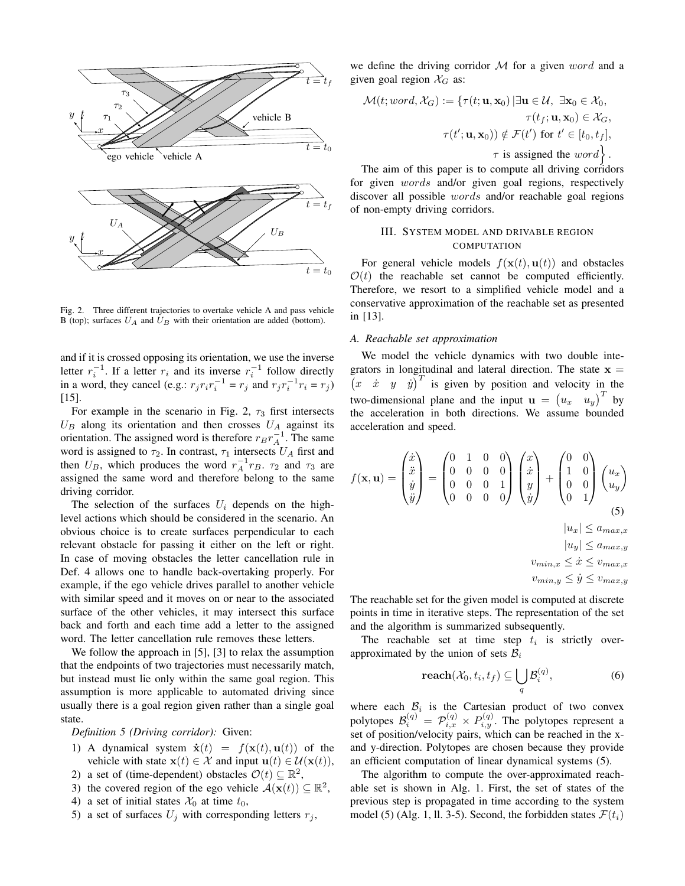Fig. 2. Three different trajectories to overtake vehicle A and pass vehicle B (top); surfaces $U_A$ and $U_B$ with their orientation are added (bottom).

and if it is crossed opposing its orientation, we use the inverse letter $r_i^{-1}$. If a letter $r_i$ and its inverse $r_i^{-1}$ follow directly in a word, they cancel (e.g.: $r_j r_i r_i^{-1} = r_j$ and $r_j r_i^{-1} r_i = r_j$) [15].

For example in the scenario in Fig. 2, $\tau_3$ first intersects $U_B$ along its orientation and then crosses $U_A$ against its orientation. The assigned word is therefore $r_B r_A^{-1}$. The same word is assigned to $\tau_2$. In contrast, $\tau_1$ intersects $U_A$ first and then $U_B$, which produces the word $r_A^{-1} r_B$. $\tau_2$ and $\tau_3$ are assigned the same word and therefore belong to the same driving corridor.

The selection of the surfaces $U_i$ depends on the high-level actions which should be considered in the scenario. An obvious choice is to create surfaces perpendicular to each relevant obstacle for passing it either on the left or right. In case of moving obstacles the letter cancellation rule in Def. 4 allows one to handle back-overtaking properly. For example, if the ego vehicle drives parallel to another vehicle with similar speed and it moves on or near to the associated surface of the other vehicles, it may intersect this surface back and forth and each time add a letter to the assigned word. The letter cancellation rule removes these letters.

We follow the approach in [5], [3] to relax the assumption that the endpoints of two trajectories must necessarily match, but instead must lie only within the same goal region. This assumption is more applicable to automated driving since usually there is a goal region given rather than a single goal state.

*Definition 5 (Driving corridor):* Given:

1) A dynamical system $\dot{\mathbf{x}}(t) = f(\mathbf{x}(t), \mathbf{u}(t))$ of the vehicle with state $\mathbf{x}(t) \in \mathcal{X}$ and input $\mathbf{u}(t) \in \mathcal{U}(\mathbf{x}(t))$,
2) a set of (time-dependent) obstacles $\mathcal{O}(t) \subseteq \mathbb{R}^2$,
3) the covered region of the ego vehicle $\mathcal{A}(\mathbf{x}(t)) \subseteq \mathbb{R}^2$,
4) a set of initial states $\mathcal{X}_0$ at time $t_0$,
5) a set of surfaces $U_j$ with corresponding letters $r_j$,

we define the driving corridor $\mathcal{M}$ for a given $word$ and a given goal region $\mathcal{X}_G$ as:

$$\mathcal{M}(t; word, \mathcal{X}_G) := \{\tau(t; \mathbf{u}, \mathbf{x}_0) \,|\, \exists \mathbf{u} \in \mathcal{U},\ \exists \mathbf{x}_0 \in \mathcal{X}_0,\ \tau(t_f; \mathbf{u}, \mathbf{x}_0) \in \mathcal{X}_G,\ \tau(t'; \mathbf{u}, \mathbf{x}_0)) \notin \mathcal{F}(t') \text{ for } t' \in [t_0, t_f],\ \tau \text{ is assigned the } word\Big\}.$$

The aim of this paper is to compute all driving corridors for given $words$ and/or given goal regions, respectively discover all possible $words$ and/or reachable goal regions of non-empty driving corridors.

## III. System model and drivable region computation

For general vehicle models $f(\mathbf{x}(t), \mathbf{u}(t))$ and obstacles $\mathcal{O}(t)$ the reachable set cannot be computed efficiently. Therefore, we resort to a simplified vehicle model and a conservative approximation of the reachable set as presented in [13].

### A. Reachable set approximation

We model the vehicle dynamics with two double integrators in longitudinal and lateral direction. The state $\mathbf{x} = \begin{pmatrix} x & \dot{x} & y & \dot{y} \end{pmatrix}^T$ is given by position and velocity in the two-dimensional plane and the input $\mathbf{u} = \begin{pmatrix} u_x & u_y \end{pmatrix}^T$ by the acceleration in both directions. We assume bounded acceleration and speed.

$$f(\mathbf{x}, \mathbf{u}) = \begin{pmatrix} \dot{x} \\ \ddot{x} \\ \dot{y} \\ \ddot{y} \end{pmatrix} = \begin{pmatrix} 0 & 1 & 0 & 0 \\ 0 & 0 & 0 & 0 \\ 0 & 0 & 0 & 1 \\ 0 & 0 & 0 & 0 \end{pmatrix} \begin{pmatrix} x \\ \dot{x} \\ y \\ \dot{y} \end{pmatrix} + \begin{pmatrix} 0 & 0 \\ 1 & 0 \\ 0 & 0 \\ 0 & 1 \end{pmatrix} \begin{pmatrix} u_x \\ u_y \end{pmatrix} \tag{5}$$

$$|u_x| \leq a_{max,x}$$
$$|u_y| \leq a_{max,y}$$
$$v_{min,x} \leq \dot{x} \leq v_{max,x}$$
$$v_{min,y} \leq \dot{y} \leq v_{max,y}$$

The reachable set for the given model is computed at discrete points in time in iterative steps. The representation of the set and the algorithm is summarized subsequently.

The reachable set at time step $t_i$ is strictly over-approximated by the union of sets $\mathcal{B}_i$

$$\mathbf{reach}(\mathcal{X}_0, t_i, t_f) \subseteq \bigcup_q \mathcal{B}_i^{(q)}, \tag{6}$$

where each $\mathcal{B}_i$ is the Cartesian product of two convex polytopes $\mathcal{B}_i^{(q)} = \mathcal{P}_{i,x}^{(q)} \times P_{i,y}^{(q)}$. The polytopes represent a set of position/velocity pairs, which can be reached in the x- and y-direction. Polytopes are chosen because they provide an efficient computation of linear dynamical systems (5).

The algorithm to compute the over-approximated reachable set is shown in Alg. 1. First, the set of states of the previous step is propagated in time according to the system model (5) (Alg. 1, ll. 3-5). Second, the forbidden states $\mathcal{F}(t_i)$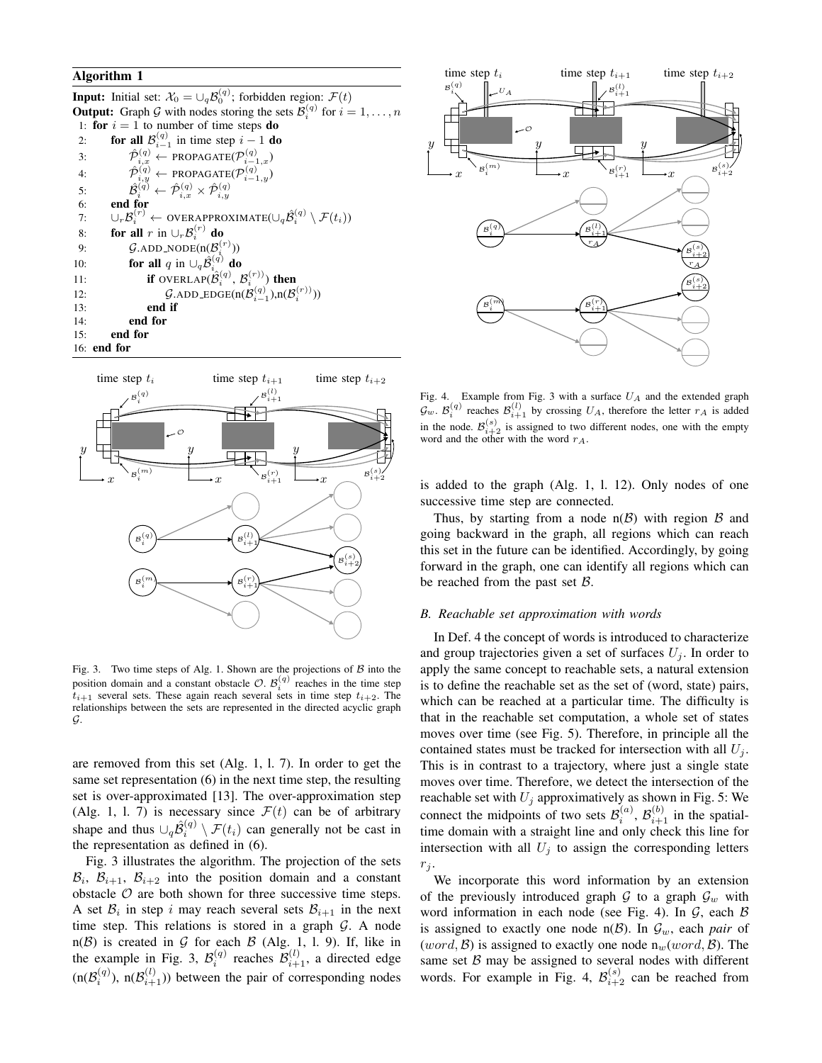**Algorithm 1**

**Input:** Initial set: $\mathcal{X}_0 = \cup_q \mathcal{B}_0^{(q)}$; forbidden region: $\mathcal{F}(t)$

**Output:** Graph $\mathcal{G}$ with nodes storing the sets $\mathcal{B}_i^{(q)}$ for $i = 1, \ldots, n$

```
1: for i = 1 to number of time steps do
2:     for all B_{i-1}^{(q)} in time step i − 1 do
3:         P̂_{i,x}^{(q)} ← PROPAGATE(P_{i-1,x}^{(q)})
4:         P̂_{i,y}^{(q)} ← PROPAGATE(P_{i-1,y}^{(q)})
5:         B̂_i^{(q)} ← P̂_{i,x}^{(q)} × P̂_{i,y}^{(q)}
6:     end for
7:     ∪_r B_i^{(r)} ← OVERAPPROXIMATE(∪_q B̂_i^{(q)} \ F(t_i))
8:     for all r in ∪_r B_i^{(r)} do
9:         G.ADD_NODE(n(B_i^{(r)}))
10:        for all q in ∪_q B̂_i^{(q)} do
11:            if OVERLAP(B̂_i^{(q)}, B_i^{(r)}) then
12:                G.ADD_EDGE(n(B_{i-1}^{(q)}),n(B_i^{(r)}))
13:            end if
14:        end for
15:    end for
16: end for
```

Fig. 3. Two time steps of Alg. 1. Shown are the projections of $\mathcal{B}$ into the position domain and a constant obstacle $\mathcal{O}$. $\mathcal{B}_i^{(q)}$ reaches in the time step $t_{i+1}$ several sets. These again reach several sets in time step $t_{i+2}$. The relationships between the sets are represented in the directed acyclic graph $\mathcal{G}$.

are removed from this set (Alg. 1, l. 7). In order to get the same set representation (6) in the next time step, the resulting set is over-approximated [13]. The over-approximation step (Alg. 1, l. 7) is necessary since $\mathcal{F}(t)$ can be of arbitrary shape and thus $\cup_q \hat{\mathcal{B}}_i^{(q)} \setminus \mathcal{F}(t_i)$ can generally not be cast in the representation as defined in (6).

Fig. 3 illustrates the algorithm. The projection of the sets $\mathcal{B}_i$, $\mathcal{B}_{i+1}$, $\mathcal{B}_{i+2}$ into the position domain and a constant obstacle $\mathcal{O}$ are both shown for three successive time steps. A set $\mathcal{B}_i$ in step $i$ may reach several sets $\mathcal{B}_{i+1}$ in the next time step. This relations is stored in a graph $\mathcal{G}$. A node $\mathrm{n}(\mathcal{B})$ is created in $\mathcal{G}$ for each $\mathcal{B}$ (Alg. 1, l. 9). If, like in the example in Fig. 3, $\mathcal{B}_i^{(q)}$ reaches $\mathcal{B}_{i+1}^{(l)}$, a directed edge $(\mathrm{n}(\mathcal{B}_i^{(q)}), \mathrm{n}(\mathcal{B}_{i+1}^{(l)}))$ between the pair of corresponding nodes is added to the graph (Alg. 1, l. 12). Only nodes of one successive time step are connected.

Fig. 4. Example from Fig. 3 with a surface $U_A$ and the extended graph $\mathcal{G}_w$. $\mathcal{B}_i^{(q)}$ reaches $\mathcal{B}_{i+1}^{(l)}$ by crossing $U_A$, therefore the letter $r_A$ is added in the node. $\mathcal{B}_{i+2}^{(s)}$ is assigned to two different nodes, one with the empty word and the other with the word $r_A$.

Thus, by starting from a node $\mathrm{n}(\mathcal{B})$ with region $\mathcal{B}$ and going backward in the graph, all regions which can reach this set in the future can be identified. Accordingly, by going forward in the graph, one can identify all regions which can be reached from the past set $\mathcal{B}$.

### *B. Reachable set approximation with words*

In Def. 4 the concept of words is introduced to characterize and group trajectories given a set of surfaces $U_j$. In order to apply the same concept to reachable sets, a natural extension is to define the reachable set as the set of (word, state) pairs, which can be reached at a particular time. The difficulty is that in the reachable set computation, a whole set of states moves over time (see Fig. 5). Therefore, in principle all the contained states must be tracked for intersection with all $U_j$. This is in contrast to a trajectory, where just a single state moves over time. Therefore, we detect the intersection of the reachable set with $U_j$ approximatively as shown in Fig. 5: We connect the midpoints of two sets $\mathcal{B}_i^{(a)}$, $\mathcal{B}_{i+1}^{(b)}$ in the spatial-time domain with a straight line and only check this line for intersection with all $U_j$ to assign the corresponding letters $r_j$.

We incorporate this word information by an extension of the previously introduced graph $\mathcal{G}$ to a graph $\mathcal{G}_w$ with word information in each node (see Fig. 4). In $\mathcal{G}$, each $\mathcal{B}$ is assigned to exactly one node $\mathrm{n}(\mathcal{B})$. In $\mathcal{G}_w$, each *pair* of $(word, \mathcal{B})$ is assigned to exactly one node $\mathrm{n}_w(word, \mathcal{B})$. The same set $\mathcal{B}$ may be assigned to several nodes with different words. For example in Fig. 4, $\mathcal{B}_{i+2}^{(s)}$ can be reached from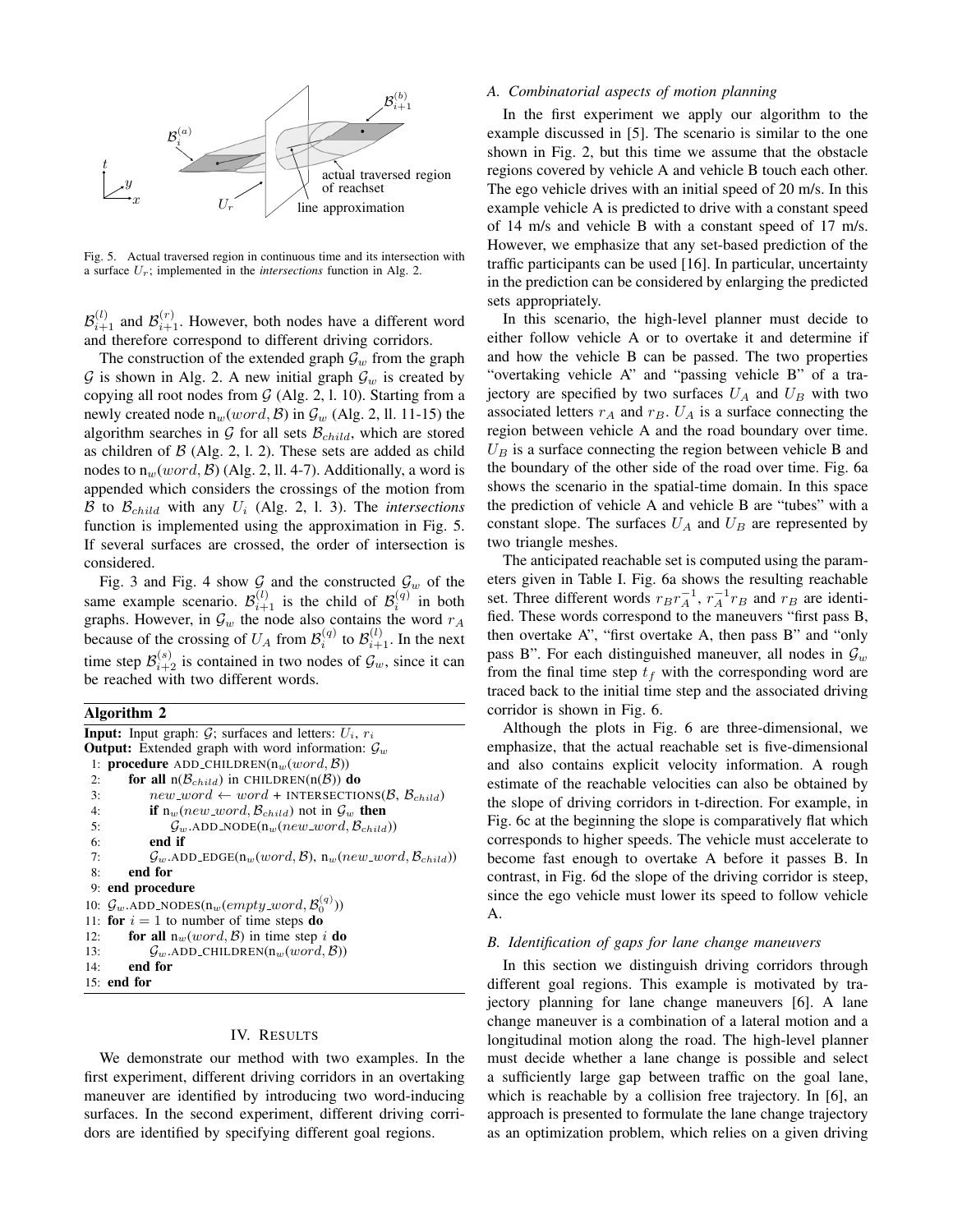Fig. 5. Actual traversed region in continuous time and its intersection with a surface $U_r$; implemented in the *intersections* function in Alg. 2.

$\mathcal{B}_{i+1}^{(l)}$ and $\mathcal{B}_{i+1}^{(r)}$. However, both nodes have a different word and therefore correspond to different driving corridors.

The construction of the extended graph $\mathcal{G}_w$ from the graph $\mathcal{G}$ is shown in Alg. 2. A new initial graph $\mathcal{G}_w$ is created by copying all root nodes from $\mathcal{G}$ (Alg. 2, l. 10). Starting from a newly created node $\mathrm{n}_w(word, \mathcal{B})$ in $\mathcal{G}_w$ (Alg. 2, ll. 11-15) the algorithm searches in $\mathcal{G}$ for all sets $\mathcal{B}_{child}$, which are stored as children of $\mathcal{B}$ (Alg. 2, l. 2). These sets are added as child nodes to $\mathrm{n}_w(word, \mathcal{B})$ (Alg. 2, ll. 4-7). Additionally, a word is appended which considers the crossings of the motion from $\mathcal{B}$ to $\mathcal{B}_{child}$ with any $U_i$ (Alg. 2, l. 3). The *intersections* function is implemented using the approximation in Fig. 5. If several surfaces are crossed, the order of intersection is considered.

Fig. 3 and Fig. 4 show $\mathcal{G}$ and the constructed $\mathcal{G}_w$ of the same example scenario. $\mathcal{B}_{i+1}^{(l)}$ is the child of $\mathcal{B}_i^{(q)}$ in both graphs. However, in $\mathcal{G}_w$ the node also contains the word $r_A$ because of the crossing of $U_A$ from $\mathcal{B}_i^{(q)}$ to $\mathcal{B}_{i+1}^{(l)}$. In the next time step $\mathcal{B}_{i+2}^{(s)}$ is contained in two nodes of $\mathcal{G}_w$, since it can be reached with two different words.

**Algorithm 2**

**Input:** Input graph: $\mathcal{G}$; surfaces and letters: $U_i$, $r_i$
**Output:** Extended graph with word information: $\mathcal{G}_w$

```
 1: procedure ADD_CHILDREN(n_w(word, B))
 2:     for all n(B_child) in CHILDREN(n(B)) do
 3:         new_word ← word + INTERSECTIONS(B, B_child)
 4:         if n_w(new_word, B_child) not in G_w then
 5:             G_w.ADD_NODE(n_w(new_word, B_child))
 6:         end if
 7:         G_w.ADD_EDGE(n_w(word, B), n_w(new_word, B_child))
 8:     end for
 9: end procedure
10: G_w.ADD_NODES(n_w(empty_word, B_0^(q)))
11: for i = 1 to number of time steps do
12:     for all n_w(word, B) in time step i do
13:         G_w.ADD_CHILDREN(n_w(word, B))
14:     end for
15: end for
```

## IV. RESULTS

We demonstrate our method with two examples. In the first experiment, different driving corridors in an overtaking maneuver are identified by introducing two word-inducing surfaces. In the second experiment, different driving corridors are identified by specifying different goal regions.

### A. Combinatorial aspects of motion planning

In the first experiment we apply our algorithm to the example discussed in [5]. The scenario is similar to the one shown in Fig. 2, but this time we assume that the obstacle regions covered by vehicle A and vehicle B touch each other. The ego vehicle drives with an initial speed of 20 m/s. In this example vehicle A is predicted to drive with a constant speed of 14 m/s and vehicle B with a constant speed of 17 m/s. However, we emphasize that any set-based prediction of the traffic participants can be used [16]. In particular, uncertainty in the prediction can be considered by enlarging the predicted sets appropriately.

In this scenario, the high-level planner must decide to either follow vehicle A or to overtake it and determine if and how the vehicle B can be passed. The two properties "overtaking vehicle A" and "passing vehicle B" of a trajectory are specified by two surfaces $U_A$ and $U_B$ with two associated letters $r_A$ and $r_B$. $U_A$ is a surface connecting the region between vehicle A and the road boundary over time. $U_B$ is a surface connecting the region between vehicle B and the boundary of the other side of the road over time. Fig. 6a shows the scenario in the spatial-time domain. In this space the prediction of vehicle A and vehicle B are "tubes" with a constant slope. The surfaces $U_A$ and $U_B$ are represented by two triangle meshes.

The anticipated reachable set is computed using the parameters given in Table I. Fig. 6a shows the resulting reachable set. Three different words $r_B r_A^{-1}$, $r_A^{-1} r_B$ and $r_B$ are identified. These words correspond to the maneuvers "first pass B, then overtake A", "first overtake A, then pass B" and "only pass B". For each distinguished maneuver, all nodes in $\mathcal{G}_w$ from the final time step $t_f$ with the corresponding word are traced back to the initial time step and the associated driving corridor is shown in Fig. 6.

Although the plots in Fig. 6 are three-dimensional, we emphasize, that the actual reachable set is five-dimensional and also contains explicit velocity information. A rough estimate of the reachable velocities can also be obtained by the slope of driving corridors in t-direction. For example, in Fig. 6c at the beginning the slope is comparatively flat which corresponds to higher speeds. The vehicle must accelerate to become fast enough to overtake A before it passes B. In contrast, in Fig. 6d the slope of the driving corridor is steep, since the ego vehicle must lower its speed to follow vehicle A.

### B. Identification of gaps for lane change maneuvers

In this section we distinguish driving corridors through different goal regions. This example is motivated by trajectory planning for lane change maneuvers [6]. A lane change maneuver is a combination of a lateral motion and a longitudinal motion along the road. The high-level planner must decide whether a lane change is possible and select a sufficiently large gap between traffic on the goal lane, which is reachable by a collision free trajectory. In [6], an approach is presented to formulate the lane change trajectory as an optimization problem, which relies on a given driving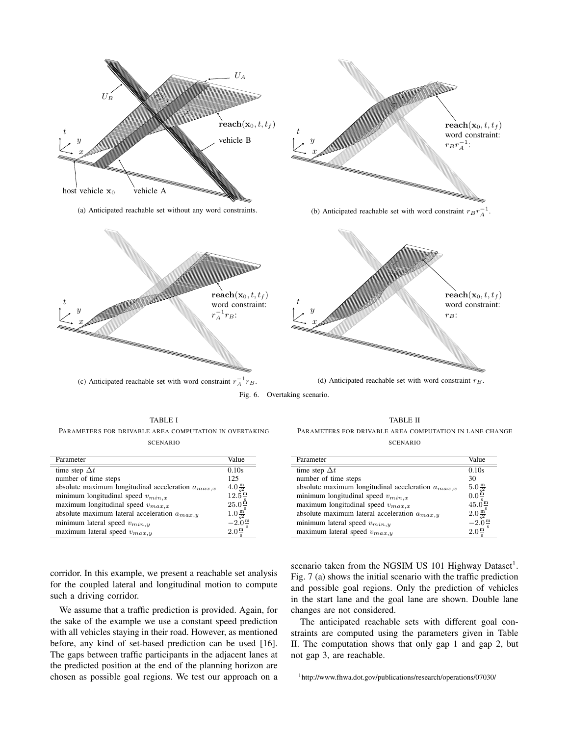(a) Anticipated reachable set without any word constraints.

(b) Anticipated reachable set with word constraint $r_B r_A^{-1}$.

(c) Anticipated reachable set with word constraint $r_A^{-1} r_B$.

(d) Anticipated reachable set with word constraint $r_B$.

Fig. 6. Overtaking scenario.

TABLE I
PARAMETERS FOR DRIVABLE AREA COMPUTATION IN OVERTAKING SCENARIO

| Parameter | Value |
|---|---|
| time step $\Delta t$ | 0.10s |
| number of time steps | 125 |
| absolute maximum longitudinal acceleration $a_{max,x}$ | $4.0\frac{\mathrm{m}}{\mathrm{s}^2}$ |
| minimum longitudinal speed $v_{min,x}$ | $12.5\frac{\mathrm{m}}{\mathrm{s}}$ |
| maximum longitudinal speed $v_{max,x}$ | $25.0\frac{\mathrm{m}}{\mathrm{s}}$ |
| absolute maximum lateral acceleration $a_{max,y}$ | $1.0\frac{\mathrm{m}}{\mathrm{s}^2}$ |
| minimum lateral speed $v_{min,y}$ | $-2.0\frac{\mathrm{m}}{\mathrm{s}}$ |
| maximum lateral speed $v_{max,y}$ | $2.0\frac{\mathrm{m}}{\mathrm{s}}$ |

TABLE II
PARAMETERS FOR DRIVABLE AREA COMPUTATION IN LANE CHANGE SCENARIO

| Parameter | Value |
|---|---|
| time step $\Delta t$ | 0.10s |
| number of time steps | 30 |
| absolute maximum longitudinal acceleration $a_{max,x}$ | $5.0\frac{\mathrm{m}}{\mathrm{s}^2}$ |
| minimum longitudinal speed $v_{min,x}$ | $0.0\frac{\mathrm{m}}{\mathrm{s}}$ |
| maximum longitudinal speed $v_{max,x}$ | $45.0\frac{\mathrm{m}}{\mathrm{s}}$ |
| absolute maximum lateral acceleration $a_{max,y}$ | $2.0\frac{\mathrm{m}}{\mathrm{s}^2}$ |
| minimum lateral speed $v_{min,y}$ | $-2.0\frac{\mathrm{m}}{\mathrm{s}}$ |
| maximum lateral speed $v_{max,y}$ | $2.0\frac{\mathrm{m}}{\mathrm{s}}$ |

corridor. In this example, we present a reachable set analysis for the coupled lateral and longitudinal motion to compute such a driving corridor.

We assume that a traffic prediction is provided. Again, for the sake of the example we use a constant speed prediction with all vehicles staying in their road. However, as mentioned before, any kind of set-based prediction can be used [16]. The gaps between traffic participants in the adjacent lanes at the predicted position at the end of the planning horizon are chosen as possible goal regions. We test our approach on a scenario taken from the NGSIM US 101 Highway Dataset[1]. Fig. 7 (a) shows the initial scenario with the traffic prediction and possible goal regions. Only the prediction of vehicles in the start lane and the goal lane are shown. Double lane changes are not considered.

The anticipated reachable sets with different goal constraints are computed using the parameters given in Table II. The computation shows that only gap 1 and gap 2, but not gap 3, are reachable.

[1] http://www.fhwa.dot.gov/publications/research/operations/07030/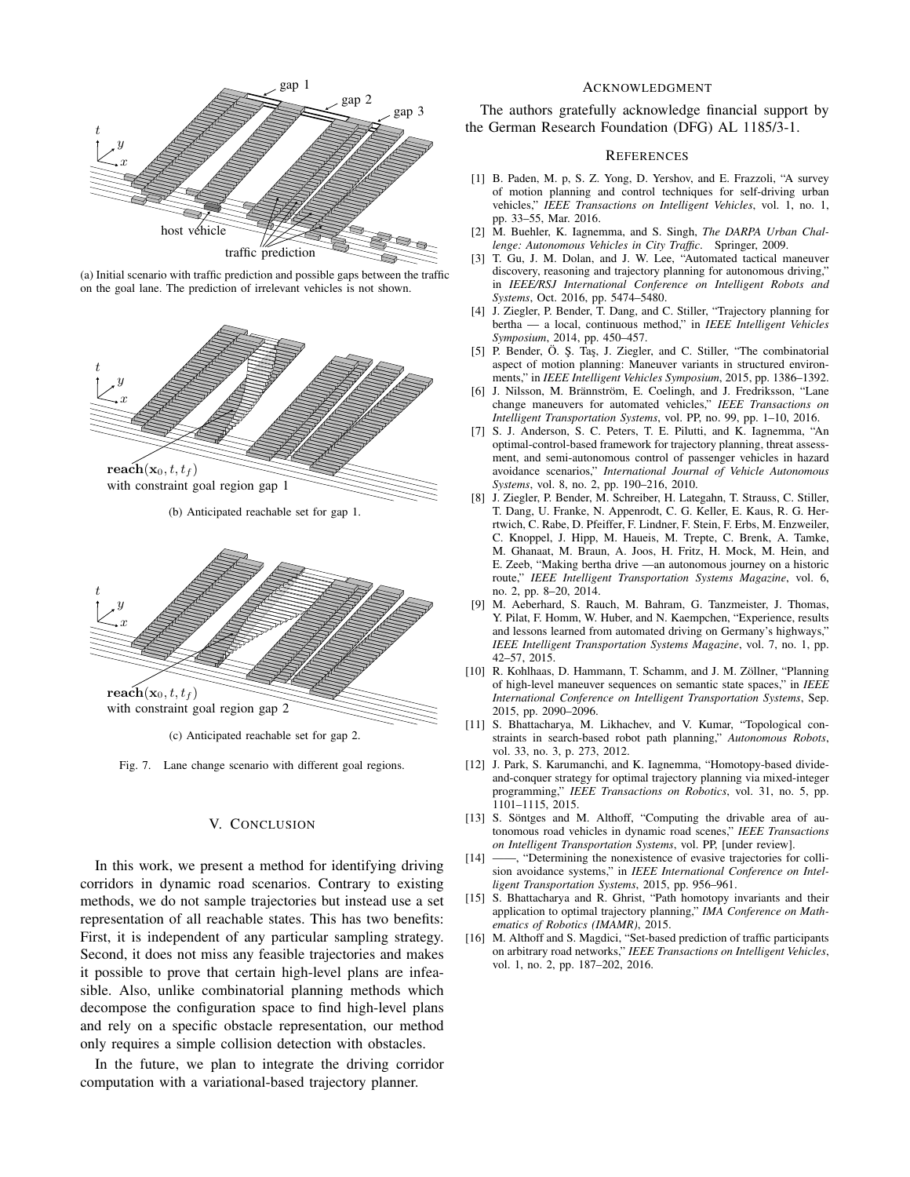gap 1

gap 2

gap 3

$t$

$y$

$x$

host vehicle

traffic prediction

(a) Initial scenario with traffic prediction and possible gaps between the traffic on the goal lane. The prediction of irrelevant vehicles is not shown.

$t$

$y$

$x$

$\mathbf{reach}(\mathbf{x}_0, t, t_f)$
with constraint goal region gap 1

(b) Anticipated reachable set for gap 1.

$t$

$y$

$x$

$\mathbf{reach}(\mathbf{x}_0, t, t_f)$
with constraint goal region gap 2

(c) Anticipated reachable set for gap 2.

Fig. 7. Lane change scenario with different goal regions.

## V. Conclusion

In this work, we present a method for identifying driving corridors in dynamic road scenarios. Contrary to existing methods, we do not sample trajectories but instead use a set representation of all reachable states. This has two benefits: First, it is independent of any particular sampling strategy. Second, it does not miss any feasible trajectories and makes it possible to prove that certain high-level plans are infeasible. Also, unlike combinatorial planning methods which decompose the configuration space to find high-level plans and rely on a specific obstacle representation, our method only requires a simple collision detection with obstacles.

In the future, we plan to integrate the driving corridor computation with a variational-based trajectory planner.

## Acknowledgment

The authors gratefully acknowledge financial support by the German Research Foundation (DFG) AL 1185/3-1.

## References

[1] B. Paden, M. p, S. Z. Yong, D. Yershov, and E. Frazzoli, "A survey of motion planning and control techniques for self-driving urban vehicles," *IEEE Transactions on Intelligent Vehicles*, vol. 1, no. 1, pp. 33–55, Mar. 2016.

[2] M. Buehler, K. Iagnemma, and S. Singh, *The DARPA Urban Challenge: Autonomous Vehicles in City Traffic*. Springer, 2009.

[3] T. Gu, J. M. Dolan, and J. W. Lee, "Automated tactical maneuver discovery, reasoning and trajectory planning for autonomous driving," in *IEEE/RSJ International Conference on Intelligent Robots and Systems*, Oct. 2016, pp. 5474–5480.

[4] J. Ziegler, P. Bender, T. Dang, and C. Stiller, "Trajectory planning for bertha — a local, continuous method," in *IEEE Intelligent Vehicles Symposium*, 2014, pp. 450–457.

[5] P. Bender, Ö. Ş. Taş, J. Ziegler, and C. Stiller, "The combinatorial aspect of motion planning: Maneuver variants in structured environments," in *IEEE Intelligent Vehicles Symposium*, 2015, pp. 1386–1392.

[6] J. Nilsson, M. Brännström, E. Coelingh, and J. Fredriksson, "Lane change maneuvers for automated vehicles," *IEEE Transactions on Intelligent Transportation Systems*, vol. PP, no. 99, pp. 1–10, 2016.

[7] S. J. Anderson, S. C. Peters, T. E. Pilutti, and K. Iagnemma, "An optimal-control-based framework for trajectory planning, threat assessment, and semi-autonomous control of passenger vehicles in hazard avoidance scenarios," *International Journal of Vehicle Autonomous Systems*, vol. 8, no. 2, pp. 190–216, 2010.

[8] J. Ziegler, P. Bender, M. Schreiber, H. Lategahn, T. Strauss, C. Stiller, T. Dang, U. Franke, N. Appenrodt, C. G. Keller, E. Kaus, R. G. Herrtwich, C. Rabe, D. Pfeiffer, F. Lindner, F. Stein, F. Erbs, M. Enzweiler, C. Knoppel, J. Hipp, M. Haueis, M. Trepte, C. Brenk, A. Tamke, M. Ghanaat, M. Braun, A. Joos, H. Fritz, H. Mock, M. Hein, and E. Zeeb, "Making bertha drive —an autonomous journey on a historic route," *IEEE Intelligent Transportation Systems Magazine*, vol. 6, no. 2, pp. 8–20, 2014.

[9] M. Aeberhard, S. Rauch, M. Bahram, G. Tanzmeister, J. Thomas, Y. Pilat, F. Homm, W. Huber, and N. Kaempchen, "Experience, results and lessons learned from automated driving on Germany's highways," *IEEE Intelligent Transportation Systems Magazine*, vol. 7, no. 1, pp. 42–57, 2015.

[10] R. Kohlhaas, D. Hammann, T. Schamm, and J. M. Zöllner, "Planning of high-level maneuver sequences on semantic state spaces," in *IEEE International Conference on Intelligent Transportation Systems*, Sep. 2015, pp. 2090–2096.

[11] S. Bhattacharya, M. Likhachev, and V. Kumar, "Topological constraints in search-based robot path planning," *Autonomous Robots*, vol. 33, no. 3, p. 273, 2012.

[12] J. Park, S. Karumanchi, and K. Iagnemma, "Homotopy-based divide-and-conquer strategy for optimal trajectory planning via mixed-integer programming," *IEEE Transactions on Robotics*, vol. 31, no. 5, pp. 1101–1115, 2015.

[13] S. Söntges and M. Althoff, "Computing the drivable area of autonomous road vehicles in dynamic road scenes," *IEEE Transactions on Intelligent Transportation Systems*, vol. PP, [under review].

[14] ——, "Determining the nonexistence of evasive trajectories for collision avoidance systems," in *IEEE International Conference on Intelligent Transportation Systems*, 2015, pp. 956–961.

[15] S. Bhattacharya and R. Ghrist, "Path homotopy invariants and their application to optimal trajectory planning," *IMA Conference on Mathematics of Robotics (IMAMR)*, 2015.

[16] M. Althoff and S. Magdici, "Set-based prediction of traffic participants on arbitrary road networks," *IEEE Transactions on Intelligent Vehicles*, vol. 1, no. 2, pp. 187–202, 2016.